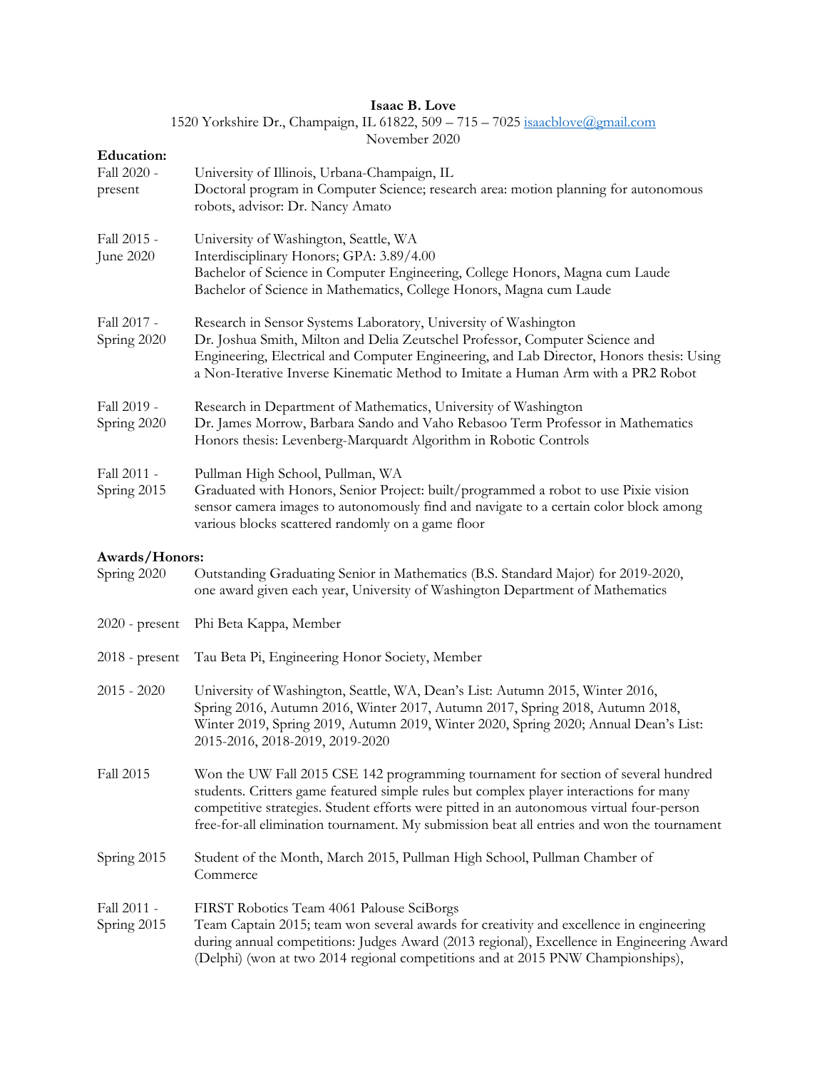**Isaac B. Love**

1520 Yorkshire Dr., Champaign, IL 61822, 509 – 715 – 7025 isaacblove@gmail.com

November 2020

**Education:**

| | |
|---|---|
| Fall 2020 - present | University of Illinois, Urbana-Champaign, IL<br>Doctoral program in Computer Science; research area: motion planning for autonomous robots, advisor: Dr. Nancy Amato |
| Fall 2015 - June 2020 | University of Washington, Seattle, WA<br>Interdisciplinary Honors; GPA: 3.89/4.00<br>Bachelor of Science in Computer Engineering, College Honors, Magna cum Laude<br>Bachelor of Science in Mathematics, College Honors, Magna cum Laude |
| Fall 2017 - Spring 2020 | Research in Sensor Systems Laboratory, University of Washington<br>Dr. Joshua Smith, Milton and Delia Zeutschel Professor, Computer Science and Engineering, Electrical and Computer Engineering, and Lab Director, Honors thesis: Using a Non-Iterative Inverse Kinematic Method to Imitate a Human Arm with a PR2 Robot |
| Fall 2019 - Spring 2020 | Research in Department of Mathematics, University of Washington<br>Dr. James Morrow, Barbara Sando and Vaho Rebasoo Term Professor in Mathematics<br>Honors thesis: Levenberg-Marquardt Algorithm in Robotic Controls |
| Fall 2011 - Spring 2015 | Pullman High School, Pullman, WA<br>Graduated with Honors, Senior Project: built/programmed a robot to use Pixie vision sensor camera images to autonomously find and navigate to a certain color block among various blocks scattered randomly on a game floor |

**Awards/Honors:**

| | |
|---|---|
| Spring 2020 | Outstanding Graduating Senior in Mathematics (B.S. Standard Major) for 2019-2020, one award given each year, University of Washington Department of Mathematics |
| 2020 - present | Phi Beta Kappa, Member |
| 2018 - present | Tau Beta Pi, Engineering Honor Society, Member |
| 2015 - 2020 | University of Washington, Seattle, WA, Dean's List: Autumn 2015, Winter 2016, Spring 2016, Autumn 2016, Winter 2017, Autumn 2017, Spring 2018, Autumn 2018, Winter 2019, Spring 2019, Autumn 2019, Winter 2020, Spring 2020; Annual Dean's List: 2015-2016, 2018-2019, 2019-2020 |
| Fall 2015 | Won the UW Fall 2015 CSE 142 programming tournament for section of several hundred students. Critters game featured simple rules but complex player interactions for many competitive strategies. Student efforts were pitted in an autonomous virtual four-person free-for-all elimination tournament. My submission beat all entries and won the tournament |
| Spring 2015 | Student of the Month, March 2015, Pullman High School, Pullman Chamber of Commerce |
| Fall 2011 - Spring 2015 | FIRST Robotics Team 4061 Palouse SciBorgs<br>Team Captain 2015; team won several awards for creativity and excellence in engineering during annual competitions: Judges Award (2013 regional), Excellence in Engineering Award (Delphi) (won at two 2014 regional competitions and at 2015 PNW Championships), |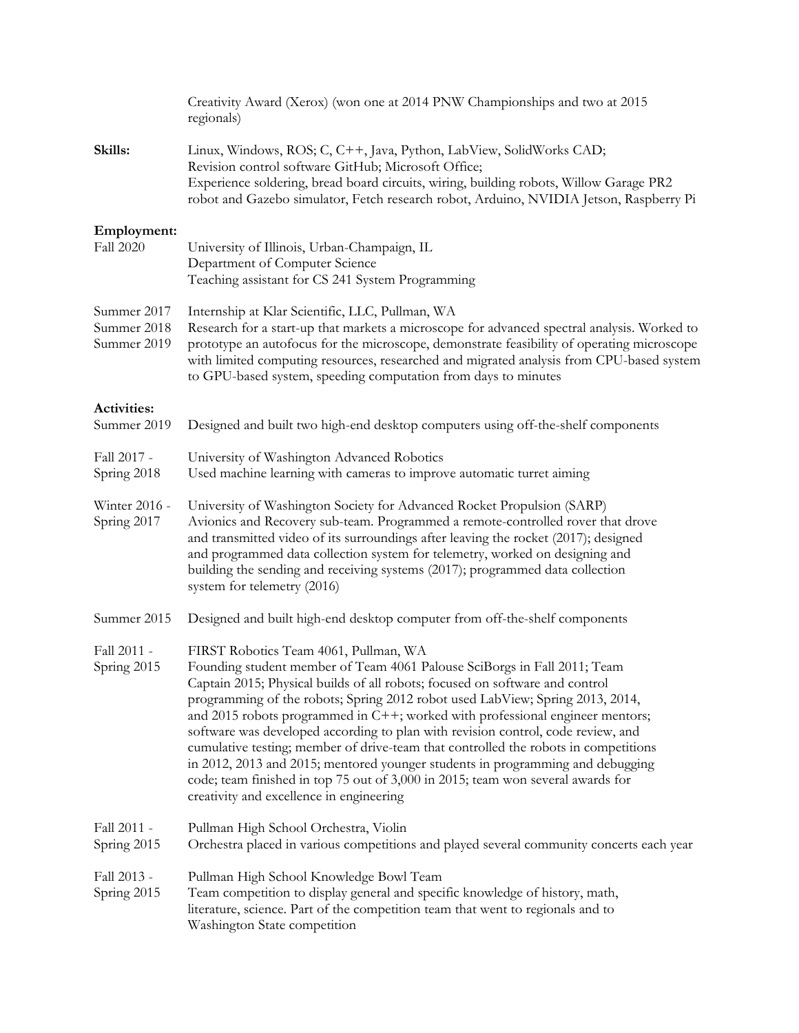Creativity Award (Xerox) (won one at 2014 PNW Championships and two at 2015 regionals)

**Skills:** Linux, Windows, ROS; C, C++, Java, Python, LabView, SolidWorks CAD; Revision control software GitHub; Microsoft Office; Experience soldering, bread board circuits, wiring, building robots, Willow Garage PR2 robot and Gazebo simulator, Fetch research robot, Arduino, NVIDIA Jetson, Raspberry Pi

**Employment:**

Fall 2020 — University of Illinois, Urban-Champaign, IL
Department of Computer Science
Teaching assistant for CS 241 System Programming

Summer 2017, Summer 2018, Summer 2019 — Internship at Klar Scientific, LLC, Pullman, WA
Research for a start-up that markets a microscope for advanced spectral analysis. Worked to prototype an autofocus for the microscope, demonstrate feasibility of operating microscope with limited computing resources, researched and migrated analysis from CPU-based system to GPU-based system, speeding computation from days to minutes

**Activities:**

Summer 2019 — Designed and built two high-end desktop computers using off-the-shelf components

Fall 2017 - Spring 2018 — University of Washington Advanced Robotics
Used machine learning with cameras to improve automatic turret aiming

Winter 2016 - Spring 2017 — University of Washington Society for Advanced Rocket Propulsion (SARP)
Avionics and Recovery sub-team. Programmed a remote-controlled rover that drove and transmitted video of its surroundings after leaving the rocket (2017); designed and programmed data collection system for telemetry, worked on designing and building the sending and receiving systems (2017); programmed data collection system for telemetry (2016)

Summer 2015 — Designed and built high-end desktop computer from off-the-shelf components

Fall 2011 - Spring 2015 — FIRST Robotics Team 4061, Pullman, WA
Founding student member of Team 4061 Palouse SciBorgs in Fall 2011; Team Captain 2015; Physical builds of all robots; focused on software and control programming of the robots; Spring 2012 robot used LabView; Spring 2013, 2014, and 2015 robots programmed in C++; worked with professional engineer mentors; software was developed according to plan with revision control, code review, and cumulative testing; member of drive-team that controlled the robots in competitions in 2012, 2013 and 2015; mentored younger students in programming and debugging code; team finished in top 75 out of 3,000 in 2015; team won several awards for creativity and excellence in engineering

Fall 2011 - Spring 2015 — Pullman High School Orchestra, Violin
Orchestra placed in various competitions and played several community concerts each year

Fall 2013 - Spring 2015 — Pullman High School Knowledge Bowl Team
Team competition to display general and specific knowledge of history, math, literature, science. Part of the competition team that went to regionals and to Washington State competition